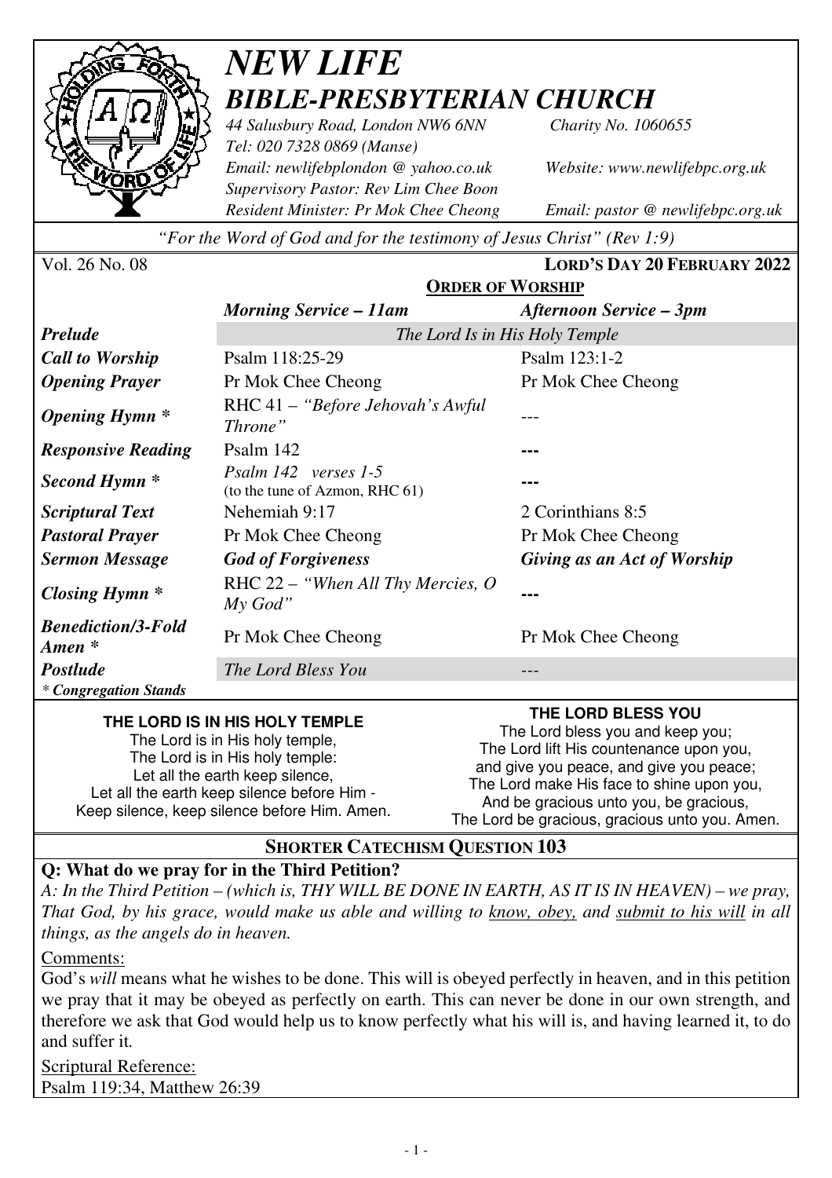# *NEW LIFE*
## *BIBLE-PRESBYTERIAN CHURCH*

*44 Salusbury Road, London NW6 6NN* *Charity No. 1060655*
*Tel: 020 7328 0869 (Manse)*
*Email: newlifebplondon @ yahoo.co.uk* *Website: www.newlifebpc.org.uk*
*Supervisory Pastor: Rev Lim Chee Boon*
*Resident Minister: Pr Mok Chee Cheong* *Email: pastor @ newlifebpc.org.uk*

*"For the Word of God and for the testimony of Jesus Christ" (Rev 1:9)*

Vol. 26 No. 08 **LORD'S DAY 20 FEBRUARY 2022**

**ORDER OF WORSHIP**

| | *Morning Service – 11am* | *Afternoon Service – 3pm* |
|---|---|---|
| ***Prelude*** | *The Lord Is in His Holy Temple* | |
| ***Call to Worship*** | Psalm 118:25-29 | Psalm 123:1-2 |
| ***Opening Prayer*** | Pr Mok Chee Cheong | Pr Mok Chee Cheong |
| ***Opening Hymn **** | RHC 41 – *"Before Jehovah's Awful Throne"* | --- |
| ***Responsive Reading*** | Psalm 142 | --- |
| ***Second Hymn **** | *Psalm 142 verses 1-5* (to the tune of Azmon, RHC 61) | --- |
| ***Scriptural Text*** | Nehemiah 9:17 | 2 Corinthians 8:5 |
| ***Pastoral Prayer*** | Pr Mok Chee Cheong | Pr Mok Chee Cheong |
| ***Sermon Message*** | ***God of Forgiveness*** | ***Giving as an Act of Worship*** |
| ***Closing Hymn **** | RHC 22 – *"When All Thy Mercies, O My God"* | --- |
| ***Benediction/3-Fold Amen **** | Pr Mok Chee Cheong | Pr Mok Chee Cheong |
| ***Postlude*** | *The Lord Bless You* | --- |

****** *Congregation Stands*

**THE LORD IS IN HIS HOLY TEMPLE**

The Lord is in His holy temple,
The Lord is in His holy temple:
Let all the earth keep silence,
Let all the earth keep silence before Him -
Keep silence, keep silence before Him. Amen.

**THE LORD BLESS YOU**

The Lord bless you and keep you;
The Lord lift His countenance upon you,
and give you peace, and give you peace;
The Lord make His face to shine upon you,
And be gracious unto you, be gracious,
The Lord be gracious, gracious unto you. Amen.

## SHORTER CATECHISM QUESTION 103

**Q: What do we pray for in the Third Petition?**

*A: In the Third Petition – (which is, THY WILL BE DONE IN EARTH, AS IT IS IN HEAVEN) – we pray, That God, by his grace, would make us able and willing to know, obey, and submit to his will in all things, as the angels do in heaven.*

Comments:

God's *will* means what he wishes to be done. This will is obeyed perfectly in heaven, and in this petition we pray that it may be obeyed as perfectly on earth. This can never be done in our own strength, and therefore we ask that God would help us to know perfectly what his will is, and having learned it, to do and suffer it.

Scriptural Reference:

Psalm 119:34, Matthew 26:39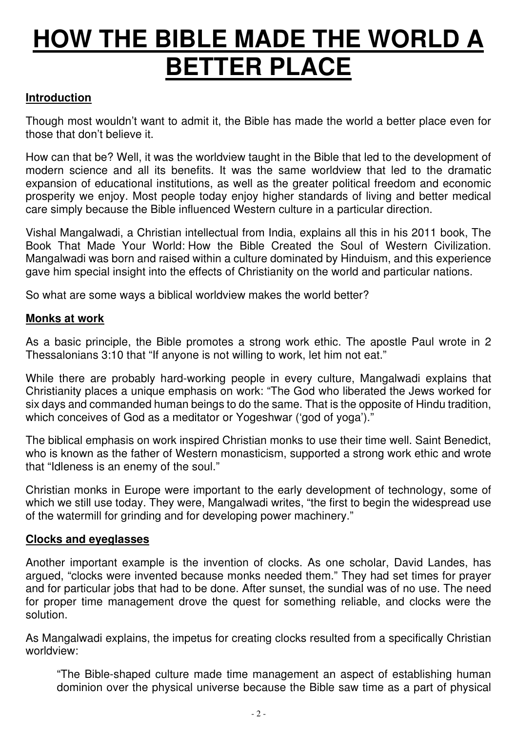# HOW THE BIBLE MADE THE WORLD A BETTER PLACE

## Introduction

Though most wouldn't want to admit it, the Bible has made the world a better place even for those that don't believe it.

How can that be? Well, it was the worldview taught in the Bible that led to the development of modern science and all its benefits. It was the same worldview that led to the dramatic expansion of educational institutions, as well as the greater political freedom and economic prosperity we enjoy. Most people today enjoy higher standards of living and better medical care simply because the Bible influenced Western culture in a particular direction.

Vishal Mangalwadi, a Christian intellectual from India, explains all this in his 2011 book, The Book That Made Your World: How the Bible Created the Soul of Western Civilization. Mangalwadi was born and raised within a culture dominated by Hinduism, and this experience gave him special insight into the effects of Christianity on the world and particular nations.

So what are some ways a biblical worldview makes the world better?

## Monks at work

As a basic principle, the Bible promotes a strong work ethic. The apostle Paul wrote in 2 Thessalonians 3:10 that "If anyone is not willing to work, let him not eat."

While there are probably hard-working people in every culture, Mangalwadi explains that Christianity places a unique emphasis on work: "The God who liberated the Jews worked for six days and commanded human beings to do the same. That is the opposite of Hindu tradition, which conceives of God as a meditator or Yogeshwar ('god of yoga')."

The biblical emphasis on work inspired Christian monks to use their time well. Saint Benedict, who is known as the father of Western monasticism, supported a strong work ethic and wrote that "Idleness is an enemy of the soul."

Christian monks in Europe were important to the early development of technology, some of which we still use today. They were, Mangalwadi writes, "the first to begin the widespread use of the watermill for grinding and for developing power machinery."

## Clocks and eyeglasses

Another important example is the invention of clocks. As one scholar, David Landes, has argued, "clocks were invented because monks needed them." They had set times for prayer and for particular jobs that had to be done. After sunset, the sundial was of no use. The need for proper time management drove the quest for something reliable, and clocks were the solution.

As Mangalwadi explains, the impetus for creating clocks resulted from a specifically Christian worldview:

> "The Bible-shaped culture made time management an aspect of establishing human dominion over the physical universe because the Bible saw time as a part of physical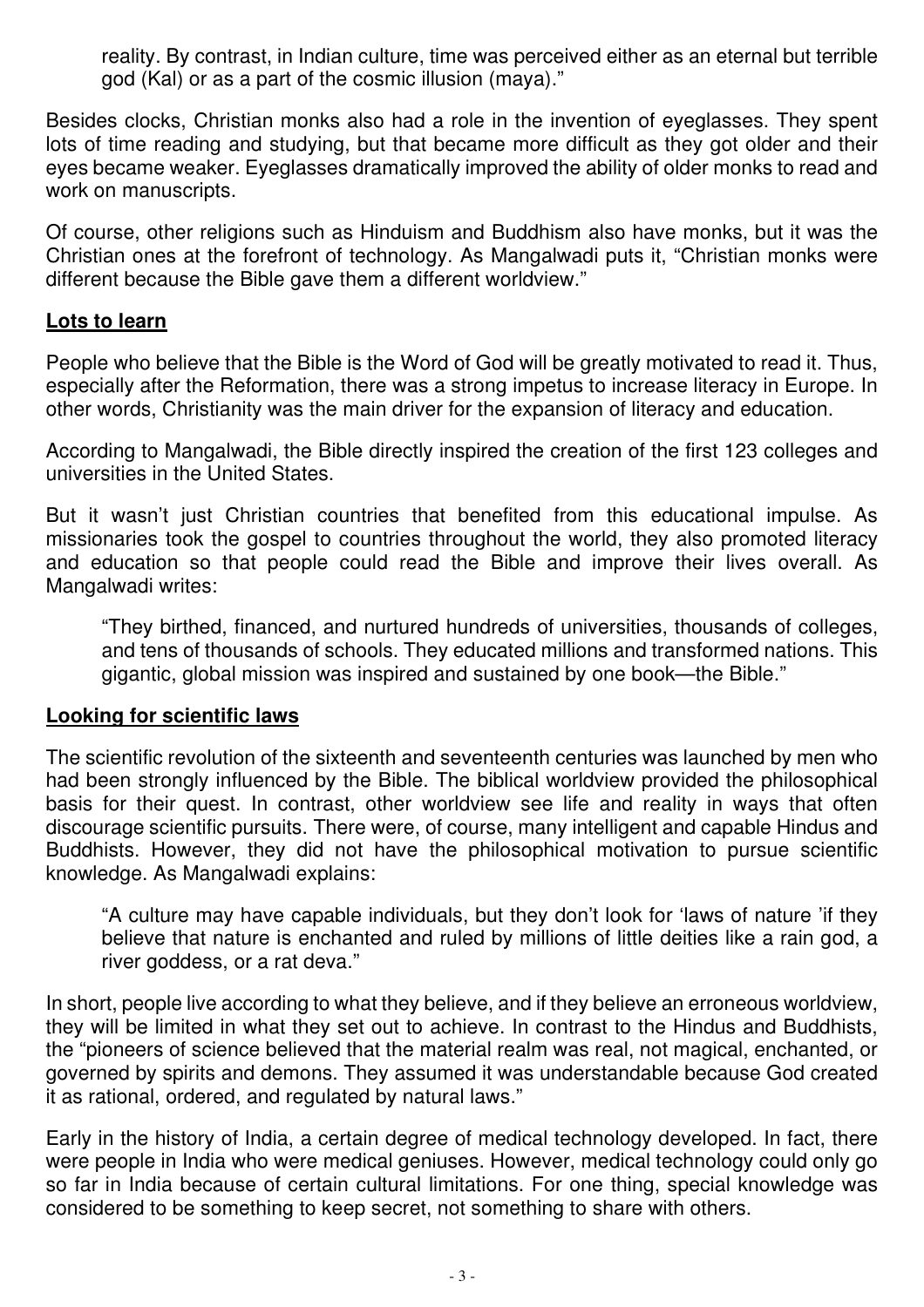> reality. By contrast, in Indian culture, time was perceived either as an eternal but terrible god (Kal) or as a part of the cosmic illusion (maya)."

Besides clocks, Christian monks also had a role in the invention of eyeglasses. They spent lots of time reading and studying, but that became more difficult as they got older and their eyes became weaker. Eyeglasses dramatically improved the ability of older monks to read and work on manuscripts.

Of course, other religions such as Hinduism and Buddhism also have monks, but it was the Christian ones at the forefront of technology. As Mangalwadi puts it, "Christian monks were different because the Bible gave them a different worldview."

## Lots to learn

People who believe that the Bible is the Word of God will be greatly motivated to read it. Thus, especially after the Reformation, there was a strong impetus to increase literacy in Europe. In other words, Christianity was the main driver for the expansion of literacy and education.

According to Mangalwadi, the Bible directly inspired the creation of the first 123 colleges and universities in the United States.

But it wasn't just Christian countries that benefited from this educational impulse. As missionaries took the gospel to countries throughout the world, they also promoted literacy and education so that people could read the Bible and improve their lives overall. As Mangalwadi writes:

> "They birthed, financed, and nurtured hundreds of universities, thousands of colleges, and tens of thousands of schools. They educated millions and transformed nations. This gigantic, global mission was inspired and sustained by one book—the Bible."

## Looking for scientific laws

The scientific revolution of the sixteenth and seventeenth centuries was launched by men who had been strongly influenced by the Bible. The biblical worldview provided the philosophical basis for their quest. In contrast, other worldview see life and reality in ways that often discourage scientific pursuits. There were, of course, many intelligent and capable Hindus and Buddhists. However, they did not have the philosophical motivation to pursue scientific knowledge. As Mangalwadi explains:

> "A culture may have capable individuals, but they don't look for 'laws of nature 'if they believe that nature is enchanted and ruled by millions of little deities like a rain god, a river goddess, or a rat deva."

In short, people live according to what they believe, and if they believe an erroneous worldview, they will be limited in what they set out to achieve. In contrast to the Hindus and Buddhists, the "pioneers of science believed that the material realm was real, not magical, enchanted, or governed by spirits and demons. They assumed it was understandable because God created it as rational, ordered, and regulated by natural laws."

Early in the history of India, a certain degree of medical technology developed. In fact, there were people in India who were medical geniuses. However, medical technology could only go so far in India because of certain cultural limitations. For one thing, special knowledge was considered to be something to keep secret, not something to share with others.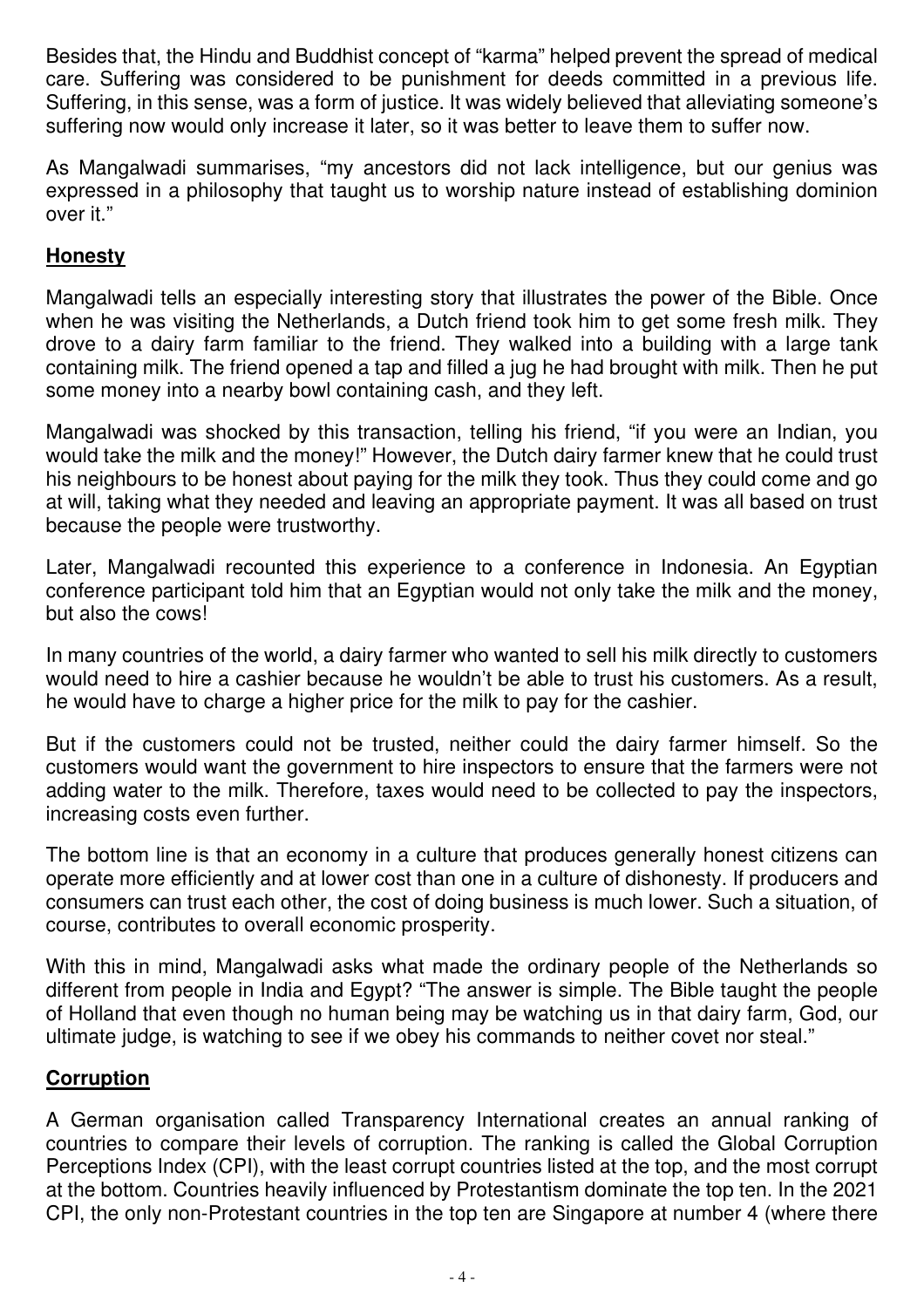Besides that, the Hindu and Buddhist concept of "karma" helped prevent the spread of medical care. Suffering was considered to be punishment for deeds committed in a previous life. Suffering, in this sense, was a form of justice. It was widely believed that alleviating someone's suffering now would only increase it later, so it was better to leave them to suffer now.

As Mangalwadi summarises, "my ancestors did not lack intelligence, but our genius was expressed in a philosophy that taught us to worship nature instead of establishing dominion over it."

## **Honesty**

Mangalwadi tells an especially interesting story that illustrates the power of the Bible. Once when he was visiting the Netherlands, a Dutch friend took him to get some fresh milk. They drove to a dairy farm familiar to the friend. They walked into a building with a large tank containing milk. The friend opened a tap and filled a jug he had brought with milk. Then he put some money into a nearby bowl containing cash, and they left.

Mangalwadi was shocked by this transaction, telling his friend, "if you were an Indian, you would take the milk and the money!" However, the Dutch dairy farmer knew that he could trust his neighbours to be honest about paying for the milk they took. Thus they could come and go at will, taking what they needed and leaving an appropriate payment. It was all based on trust because the people were trustworthy.

Later, Mangalwadi recounted this experience to a conference in Indonesia. An Egyptian conference participant told him that an Egyptian would not only take the milk and the money, but also the cows!

In many countries of the world, a dairy farmer who wanted to sell his milk directly to customers would need to hire a cashier because he wouldn't be able to trust his customers. As a result, he would have to charge a higher price for the milk to pay for the cashier.

But if the customers could not be trusted, neither could the dairy farmer himself. So the customers would want the government to hire inspectors to ensure that the farmers were not adding water to the milk. Therefore, taxes would need to be collected to pay the inspectors, increasing costs even further.

The bottom line is that an economy in a culture that produces generally honest citizens can operate more efficiently and at lower cost than one in a culture of dishonesty. If producers and consumers can trust each other, the cost of doing business is much lower. Such a situation, of course, contributes to overall economic prosperity.

With this in mind, Mangalwadi asks what made the ordinary people of the Netherlands so different from people in India and Egypt? "The answer is simple. The Bible taught the people of Holland that even though no human being may be watching us in that dairy farm, God, our ultimate judge, is watching to see if we obey his commands to neither covet nor steal."

## **Corruption**

A German organisation called Transparency International creates an annual ranking of countries to compare their levels of corruption. The ranking is called the Global Corruption Perceptions Index (CPI), with the least corrupt countries listed at the top, and the most corrupt at the bottom. Countries heavily influenced by Protestantism dominate the top ten. In the 2021 CPI, the only non-Protestant countries in the top ten are Singapore at number 4 (where there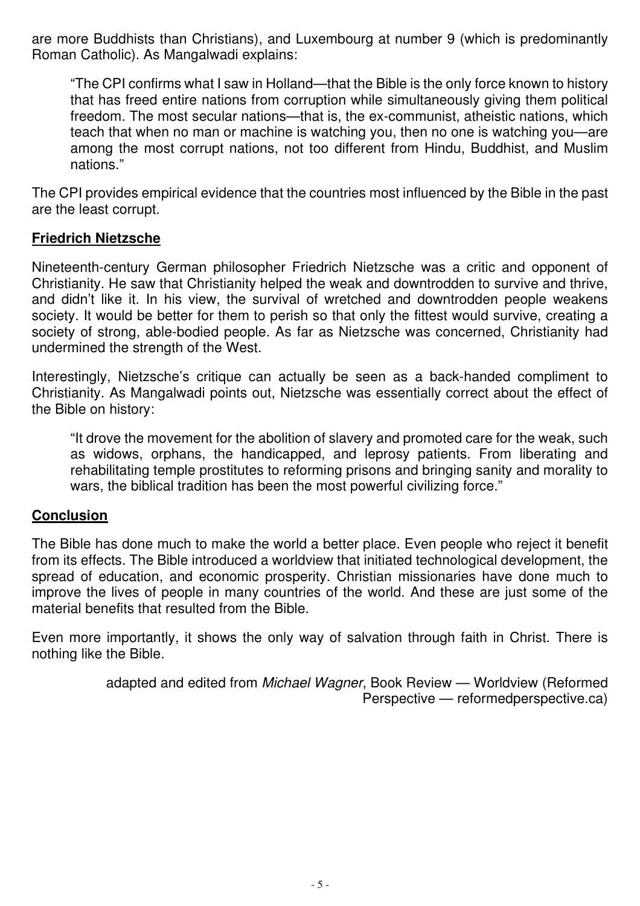are more Buddhists than Christians), and Luxembourg at number 9 (which is predominantly Roman Catholic). As Mangalwadi explains:

> "The CPI confirms what I saw in Holland—that the Bible is the only force known to history that has freed entire nations from corruption while simultaneously giving them political freedom. The most secular nations—that is, the ex-communist, atheistic nations, which teach that when no man or machine is watching you, then no one is watching you—are among the most corrupt nations, not too different from Hindu, Buddhist, and Muslim nations."

The CPI provides empirical evidence that the countries most influenced by the Bible in the past are the least corrupt.

## **Friedrich Nietzsche**

Nineteenth-century German philosopher Friedrich Nietzsche was a critic and opponent of Christianity. He saw that Christianity helped the weak and downtrodden to survive and thrive, and didn't like it. In his view, the survival of wretched and downtrodden people weakens society. It would be better for them to perish so that only the fittest would survive, creating a society of strong, able-bodied people. As far as Nietzsche was concerned, Christianity had undermined the strength of the West.

Interestingly, Nietzsche's critique can actually be seen as a back-handed compliment to Christianity. As Mangalwadi points out, Nietzsche was essentially correct about the effect of the Bible on history:

> "It drove the movement for the abolition of slavery and promoted care for the weak, such as widows, orphans, the handicapped, and leprosy patients. From liberating and rehabilitating temple prostitutes to reforming prisons and bringing sanity and morality to wars, the biblical tradition has been the most powerful civilizing force."

## **Conclusion**

The Bible has done much to make the world a better place. Even people who reject it benefit from its effects. The Bible introduced a worldview that initiated technological development, the spread of education, and economic prosperity. Christian missionaries have done much to improve the lives of people in many countries of the world. And these are just some of the material benefits that resulted from the Bible.

Even more importantly, it shows the only way of salvation through faith in Christ. There is nothing like the Bible.

adapted and edited from *Michael Wagner*, Book Review — Worldview (Reformed Perspective — reformedperspective.ca)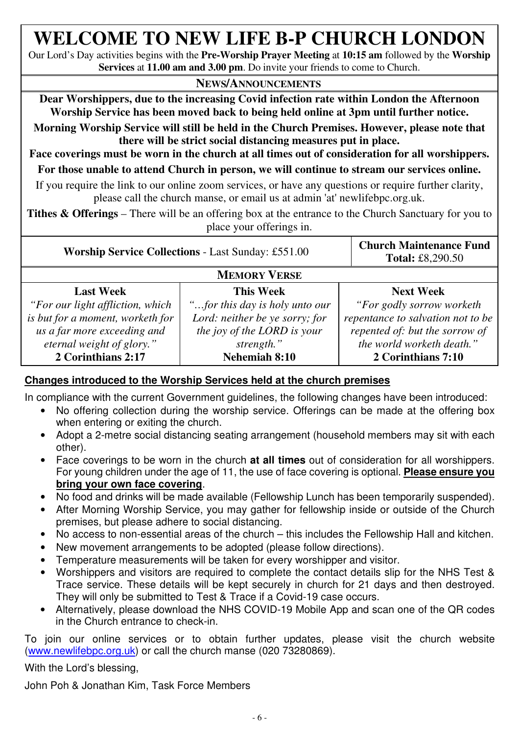# WELCOME TO NEW LIFE B-P CHURCH LONDON

Our Lord's Day activities begins with the **Pre-Worship Prayer Meeting** at **10:15 am** followed by the **Worship Services** at **11.00 am and 3.00 pm**. Do invite your friends to come to Church.

## NEWS/ANNOUNCEMENTS

**Dear Worshippers, due to the increasing Covid infection rate within London the Afternoon Worship Service has been moved back to being held online at 3pm until further notice.**

**Morning Worship Service will still be held in the Church Premises. However, please note that there will be strict social distancing measures put in place.**

**Face coverings must be worn in the church at all times out of consideration for all worshippers.**

**For those unable to attend Church in person, we will continue to stream our services online.**

If you require the link to our online zoom services, or have any questions or require further clarity, please call the church manse, or email us at admin 'at' newlifebpc.org.uk.

**Tithes & Offerings** – There will be an offering box at the entrance to the Church Sanctuary for you to place your offerings in.

| **Worship Service Collections** - Last Sunday: £551.00 | **Church Maintenance Fund Total:** £8,290.50 |
|---|---|

## MEMORY VERSE

| **Last Week** | **This Week** | **Next Week** |
|---|---|---|
| *"For our light affliction, which is but for a moment, worketh for us a far more exceeding and eternal weight of glory."* **2 Corinthians 2:17** | *"…for this day is holy unto our Lord: neither be ye sorry; for the joy of the LORD is your strength."* **Nehemiah 8:10** | *"For godly sorrow worketh repentance to salvation not to be repented of: but the sorrow of the world worketh death."* **2 Corinthians 7:10** |

## Changes introduced to the Worship Services held at the church premises

In compliance with the current Government guidelines, the following changes have been introduced:

- No offering collection during the worship service. Offerings can be made at the offering box when entering or exiting the church.
- Adopt a 2-metre social distancing seating arrangement (household members may sit with each other).
- Face coverings to be worn in the church **at all times** out of consideration for all worshippers. For young children under the age of 11, the use of face covering is optional. **Please ensure you bring your own face covering**.
- No food and drinks will be made available (Fellowship Lunch has been temporarily suspended).
- After Morning Worship Service, you may gather for fellowship inside or outside of the Church premises, but please adhere to social distancing.
- No access to non-essential areas of the church – this includes the Fellowship Hall and kitchen.
- New movement arrangements to be adopted (please follow directions).
- Temperature measurements will be taken for every worshipper and visitor.
- Worshippers and visitors are required to complete the contact details slip for the NHS Test & Trace service. These details will be kept securely in church for 21 days and then destroyed. They will only be submitted to Test & Trace if a Covid-19 case occurs.
- Alternatively, please download the NHS COVID-19 Mobile App and scan one of the QR codes in the Church entrance to check-in.

To join our online services or to obtain further updates, please visit the church website (www.newlifebpc.org.uk) or call the church manse (020 73280869).

With the Lord's blessing,

John Poh & Jonathan Kim, Task Force Members